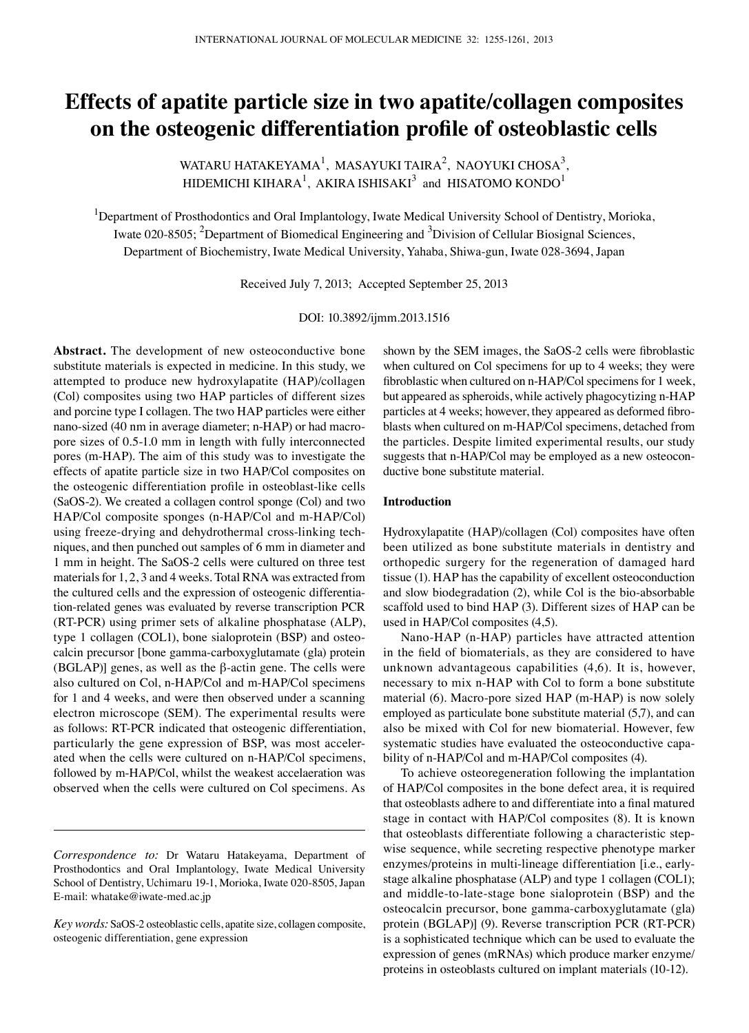# Effects of apatite particle size in two apatite/collagen composites on the osteogenic differentiation profile of osteoblastic cells

WATARU HATAKEYAMA[1], MASAYUKI TAIRA[2], NAOYUKI CHOSA[3], HIDEMICHI KIHARA[1], AKIRA ISHISAKI[3] and HISATOMO KONDO[1]

[1]Department of Prosthodontics and Oral Implantology, Iwate Medical University School of Dentistry, Morioka, Iwate 020-8505; [2]Department of Biomedical Engineering and [3]Division of Cellular Biosignal Sciences, Department of Biochemistry, Iwate Medical University, Yahaba, Shiwa-gun, Iwate 028-3694, Japan

Received July 7, 2013; Accepted September 25, 2013

DOI: 10.3892/ijmm.2013.1516

**Abstract.** The development of new osteoconductive bone substitute materials is expected in medicine. In this study, we attempted to produce new hydroxylapatite (HAP)/collagen (Col) composites using two HAP particles of different sizes and porcine type I collagen. The two HAP particles were either nano-sized (40 nm in average diameter; n-HAP) or had macropore sizes of 0.5-1.0 mm in length with fully interconnected pores (m-HAP). The aim of this study was to investigate the effects of apatite particle size in two HAP/Col composites on the osteogenic differentiation profile in osteoblast-like cells (SaOS-2). We created a collagen control sponge (Col) and two HAP/Col composite sponges (n-HAP/Col and m-HAP/Col) using freeze-drying and dehydrothermal cross-linking techniques, and then punched out samples of 6 mm in diameter and 1 mm in height. The SaOS-2 cells were cultured on three test materials for 1, 2, 3 and 4 weeks. Total RNA was extracted from the cultured cells and the expression of osteogenic differentiation-related genes was evaluated by reverse transcription PCR (RT-PCR) using primer sets of alkaline phosphatase (ALP), type 1 collagen (COL1), bone sialoprotein (BSP) and osteocalcin precursor [bone gamma-carboxyglutamate (gla) protein (BGLAP)] genes, as well as the β-actin gene. The cells were also cultured on Col, n-HAP/Col and m-HAP/Col specimens for 1 and 4 weeks, and were then observed under a scanning electron microscope (SEM). The experimental results were as follows: RT-PCR indicated that osteogenic differentiation, particularly the gene expression of BSP, was most accelerated when the cells were cultured on n-HAP/Col specimens, followed by m-HAP/Col, whilst the weakest accelaeration was observed when the cells were cultured on Col specimens. As shown by the SEM images, the SaOS-2 cells were fibroblastic when cultured on Col specimens for up to 4 weeks; they were fibroblastic when cultured on n-HAP/Col specimens for 1 week, but appeared as spheroids, while actively phagocytizing n-HAP particles at 4 weeks; however, they appeared as deformed fibroblasts when cultured on m-HAP/Col specimens, detached from the particles. Despite limited experimental results, our study suggests that n-HAP/Col may be employed as a new osteoconductive bone substitute material.

*Correspondence to:* Dr Wataru Hatakeyama, Department of Prosthodontics and Oral Implantology, Iwate Medical University School of Dentistry, Uchimaru 19-1, Morioka, Iwate 020-8505, Japan
E-mail: whatake@iwate-med.ac.jp

*Key words:* SaOS-2 osteoblastic cells, apatite size, collagen composite, osteogenic differentiation, gene expression

## Introduction

Hydroxylapatite (HAP)/collagen (Col) composites have often been utilized as bone substitute materials in dentistry and orthopedic surgery for the regeneration of damaged hard tissue (1). HAP has the capability of excellent osteoconduction and slow biodegradation (2), while Col is the bio-absorbable scaffold used to bind HAP (3). Different sizes of HAP can be used in HAP/Col composites (4,5).

Nano-HAP (n-HAP) particles have attracted attention in the field of biomaterials, as they are considered to have unknown advantageous capabilities (4,6). It is, however, necessary to mix n-HAP with Col to form a bone substitute material (6). Macro-pore sized HAP (m-HAP) is now solely employed as particulate bone substitute material (5,7), and can also be mixed with Col for new biomaterial. However, few systematic studies have evaluated the osteoconductive capability of n-HAP/Col and m-HAP/Col composites (4).

To achieve osteoregeneration following the implantation of HAP/Col composites in the bone defect area, it is required that osteoblasts adhere to and differentiate into a final matured stage in contact with HAP/Col composites (8). It is known that osteoblasts differentiate following a characteristic stepwise sequence, while secreting respective phenotype marker enzymes/proteins in multi-lineage differentiation [i.e., early-stage alkaline phosphatase (ALP) and type 1 collagen (COL1); and middle-to-late-stage bone sialoprotein (BSP) and the osteocalcin precursor, bone gamma-carboxyglutamate (gla) protein (BGLAP)] (9). Reverse transcription PCR (RT-PCR) is a sophisticated technique which can be used to evaluate the expression of genes (mRNAs) which produce marker enzyme/proteins in osteoblasts cultured on implant materials (10-12).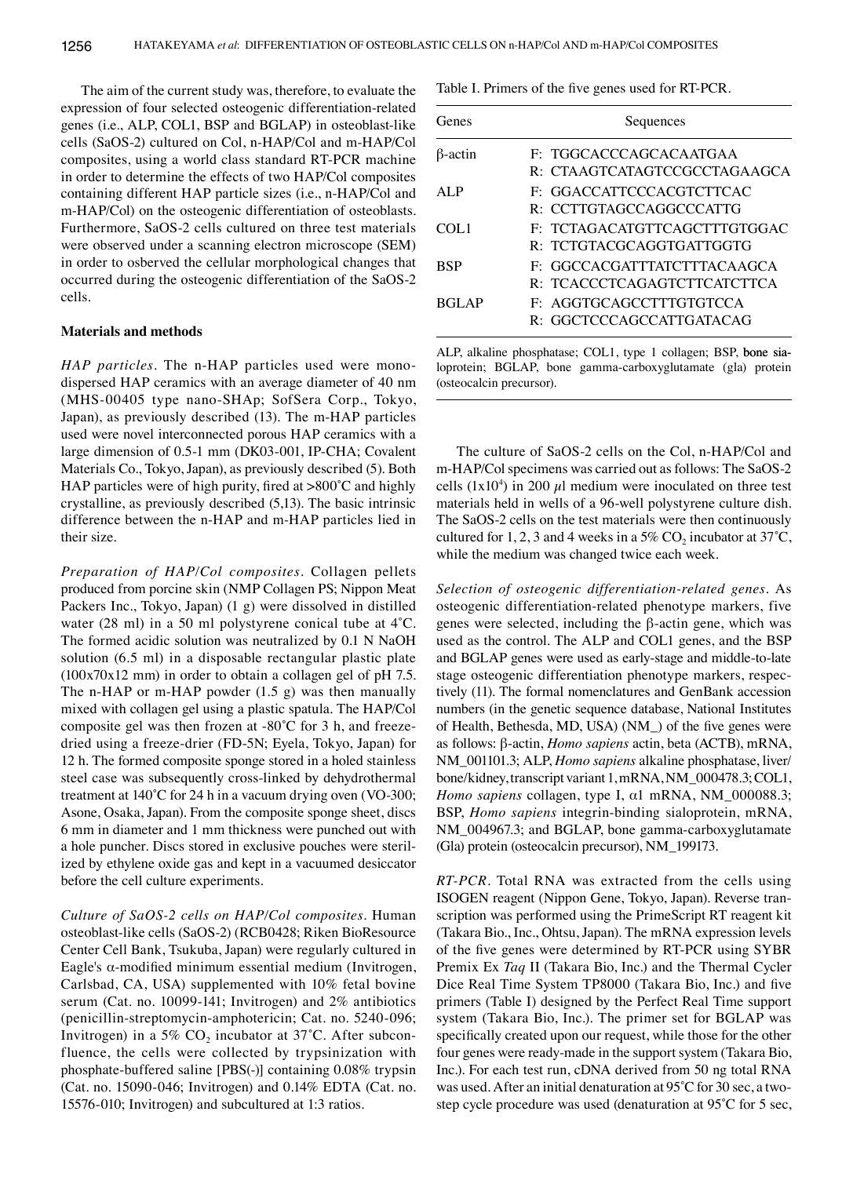The aim of the current study was, therefore, to evaluate the expression of four selected osteogenic differentiation-related genes (i.e., ALP, COL1, BSP and BGLAP) in osteoblast-like cells (SaOS-2) cultured on Col, n-HAP/Col and m-HAP/Col composites, using a world class standard RT-PCR machine in order to determine the effects of two HAP/Col composites containing different HAP particle sizes (i.e., n-HAP/Col and m-HAP/Col) on the osteogenic differentiation of osteoblasts. Furthermore, SaOS-2 cells cultured on three test materials were observed under a scanning electron microscope (SEM) in order to osberved the cellular morphological changes that occurred during the osteogenic differentiation of the SaOS-2 cells.

## Materials and methods

*HAP particles.* The n-HAP particles used were monodispersed HAP ceramics with an average diameter of 40 nm (MHS-00405 type nano-SHAp; SofSera Corp., Tokyo, Japan), as previously described (13). The m-HAP particles used were novel interconnected porous HAP ceramics with a large dimension of 0.5-1 mm (DK03-001, IP-CHA; Covalent Materials Co., Tokyo, Japan), as previously described (5). Both HAP particles were of high purity, fired at >800˚C and highly crystalline, as previously described (5,13). The basic intrinsic difference between the n-HAP and m-HAP particles lied in their size.

*Preparation of HAP/Col composites.* Collagen pellets produced from porcine skin (NMP Collagen PS; Nippon Meat Packers Inc., Tokyo, Japan) (1 g) were dissolved in distilled water (28 ml) in a 50 ml polystyrene conical tube at 4˚C. The formed acidic solution was neutralized by 0.1 N NaOH solution (6.5 ml) in a disposable rectangular plastic plate (100x70x12 mm) in order to obtain a collagen gel of pH 7.5. The n-HAP or m-HAP powder (1.5 g) was then manually mixed with collagen gel using a plastic spatula. The HAP/Col composite gel was then frozen at -80˚C for 3 h, and freeze-dried using a freeze-drier (FD-5N; Eyela, Tokyo, Japan) for 12 h. The formed composite sponge stored in a holed stainless steel case was subsequently cross-linked by dehydrothermal treatment at 140˚C for 24 h in a vacuum drying oven (VO-300; Asone, Osaka, Japan). From the composite sponge sheet, discs 6 mm in diameter and 1 mm thickness were punched out with a hole puncher. Discs stored in exclusive pouches were sterilized by ethylene oxide gas and kept in a vacuumed desiccator before the cell culture experiments.

*Culture of SaOS-2 cells on HAP/Col composites.* Human osteoblast-like cells (SaOS-2) (RCB0428; Riken BioResource Center Cell Bank, Tsukuba, Japan) were regularly cultured in Eagle's α-modified minimum essential medium (Invitrogen, Carlsbad, CA, USA) supplemented with 10% fetal bovine serum (Cat. no. 10099-141; Invitrogen) and 2% antibiotics (penicillin-streptomycin-amphotericin; Cat. no. 5240-096; Invitrogen) in a 5% $CO_2$ incubator at 37˚C. After subconfluence, the cells were collected by trypsinization with phosphate-buffered saline [PBS(-)] containing 0.08% trypsin (Cat. no. 15090-046; Invitrogen) and 0.14% EDTA (Cat. no. 15576-010; Invitrogen) and subcultured at 1:3 ratios.

Table I. Primers of the five genes used for RT-PCR.

| Genes | Sequences |
|---|---|
| β-actin | F: TGGCACCCAGCACAATGAA<br>R: CTAAGTCATAGTCCGCCTAGAAGCA |
| ALP | F: GGACCATTCCCACGTCTTCAC<br>R: CCTTGTAGCCAGGCCCATTG |
| COL1 | F: TCTAGACATGTTCAGCTTTGTGGAC<br>R: TCTGTACGCAGGTGATTGGTG |
| BSP | F: GGCCACGATTTATCTTTACAAGCA<br>R: TCACCCTCAGAGTCTTCATCTTCA |
| BGLAP | F: AGGTGCAGCCTTTGTGTCCA<br>R: GGCTCCCAGCCATTGATACAG |

ALP, alkaline phosphatase; COL1, type 1 collagen; BSP, bone sialoprotein; BGLAP, bone gamma-carboxyglutamate (gla) protein (osteocalcin precursor).

The culture of SaOS-2 cells on the Col, n-HAP/Col and m-HAP/Col specimens was carried out as follows: The SaOS-2 cells ($1x10^4$) in 200 $\mu$l medium were inoculated on three test materials held in wells of a 96-well polystyrene culture dish. The SaOS-2 cells on the test materials were then continuously cultured for 1, 2, 3 and 4 weeks in a 5% $CO_2$ incubator at 37˚C, while the medium was changed twice each week.

*Selection of osteogenic differentiation-related genes.* As osteogenic differentiation-related phenotype markers, five genes were selected, including the β-actin gene, which was used as the control. The ALP and COL1 genes, and the BSP and BGLAP genes were used as early-stage and middle-to-late stage osteogenic differentiation phenotype markers, respectively (11). The formal nomenclatures and GenBank accession numbers (in the genetic sequence database, National Institutes of Health, Bethesda, MD, USA) (NM_) of the five genes were as follows: β-actin, *Homo sapiens* actin, beta (ACTB), mRNA, NM_001101.3; ALP, *Homo sapiens* alkaline phosphatase, liver/bone/kidney, transcript variant 1, mRNA, NM_000478.3; COL1, *Homo sapiens* collagen, type I, α1 mRNA, NM_000088.3; BSP, *Homo sapiens* integrin-binding sialoprotein, mRNA, NM_004967.3; and BGLAP, bone gamma-carboxyglutamate (Gla) protein (osteocalcin precursor), NM_199173.

*RT-PCR.* Total RNA was extracted from the cells using ISOGEN reagent (Nippon Gene, Tokyo, Japan). Reverse transcription was performed using the PrimeScript RT reagent kit (Takara Bio., Inc., Ohtsu, Japan). The mRNA expression levels of the five genes were determined by RT-PCR using SYBR Premix Ex *Taq* II (Takara Bio, Inc.) and the Thermal Cycler Dice Real Time System TP8000 (Takara Bio, Inc.) and five primers (Table I) designed by the Perfect Real Time support system (Takara Bio, Inc.). The primer set for BGLAP was specifically created upon our request, while those for the other four genes were ready-made in the support system (Takara Bio, Inc.). For each test run, cDNA derived from 50 ng total RNA was used. After an initial denaturation at 95˚C for 30 sec, a two-step cycle procedure was used (denaturation at 95˚C for 5 sec,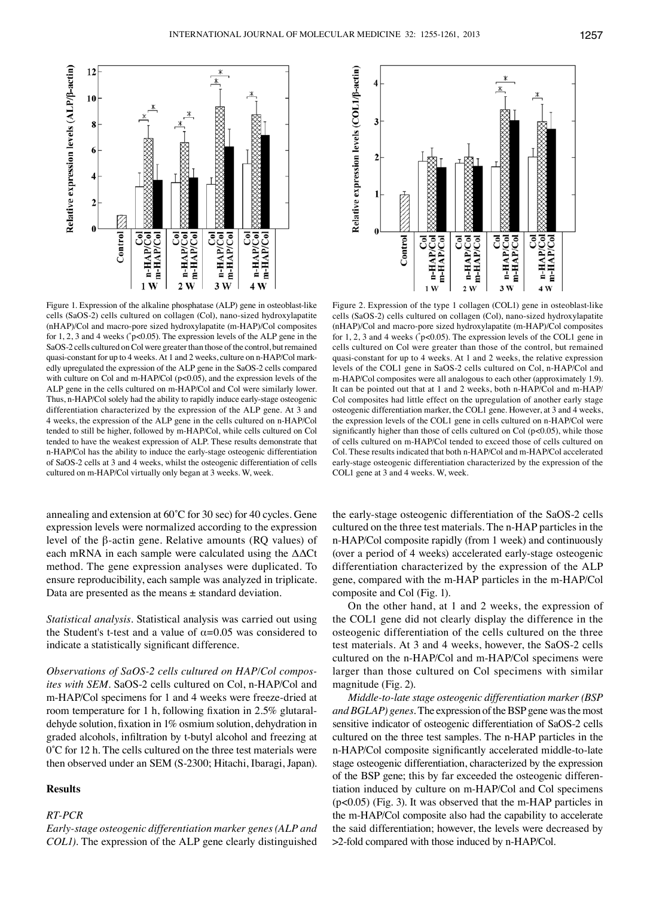Figure 1. Expression of the alkaline phosphatase (ALP) gene in osteoblast-like cells (SaOS-2) cells cultured on collagen (Col), nano-sized hydroxylapatite (nHAP)/Col and macro-pore sized hydroxylapatite (m-HAP)/Col composites for 1, 2, 3 and 4 weeks (*p<0.05). The expression levels of the ALP gene in the SaOS-2 cells cultured on Col were greater than those of the control, but remained quasi-constant for up to 4 weeks. At 1 and 2 weeks, culture on n-HAP/Col markedly upregulated the expression of the ALP gene in the SaOS-2 cells compared with culture on Col and m-HAP/Col (p<0.05), and the expression levels of the ALP gene in the cells cultured on m-HAP/Col and Col were similarly lower. Thus, n-HAP/Col solely had the ability to rapidly induce early-stage osteogenic differentiation characterized by the expression of the ALP gene. At 3 and 4 weeks, the expression of the ALP gene in the cells cultured on n-HAP/Col tended to still be higher, followed by m-HAP/Col, while cells cultured on Col tended to have the weakest expression of ALP. These results demonstrate that n-HAP/Col has the ability to induce the early-stage osteogenic differentiation of SaOS-2 cells at 3 and 4 weeks, whilst the osteogenic differentiation of cells cultured on m-HAP/Col virtually only began at 3 weeks. W, week.

Figure 2. Expression of the type 1 collagen (COL1) gene in osteoblast-like cells (SaOS-2) cells cultured on collagen (Col), nano-sized hydroxylapatite (nHAP)/Col and macro-pore sized hydroxylapatite (m-HAP)/Col composites for 1, 2, 3 and 4 weeks (*p<0.05). The expression levels of the COL1 gene in cells cultured on Col were greater than those of the control, but remained quasi-constant for up to 4 weeks. At 1 and 2 weeks, the relative expression levels of the COL1 gene in SaOS-2 cells cultured on Col, n-HAP/Col and m-HAP/Col composites were all analogous to each other (approximately 1.9). It can be pointed out that at 1 and 2 weeks, both n-HAP/Col and m-HAP/Col composites had little effect on the upregulation of another early stage osteogenic differentiation marker, the COL1 gene. However, at 3 and 4 weeks, the expression levels of the COL1 gene in cells cultured on n-HAP/Col were significantly higher than those of cells cultured on Col (p<0.05), while those of cells cultured on m-HAP/Col tended to exceed those of cells cultured on Col. These results indicated that both n-HAP/Col and m-HAP/Col accelerated early-stage osteogenic differentiation characterized by the expression of the COL1 gene at 3 and 4 weeks. W, week.

annealing and extension at 60˚C for 30 sec) for 40 cycles. Gene expression levels were normalized according to the expression level of the β-actin gene. Relative amounts (RQ values) of each mRNA in each sample were calculated using the ΔΔCt method. The gene expression analyses were duplicated. To ensure reproducibility, each sample was analyzed in triplicate. Data are presented as the means ± standard deviation.

*Statistical analysis.* Statistical analysis was carried out using the Student's t-test and a value of $\alpha$=0.05 was considered to indicate a statistically significant difference.

*Observations of SaOS-2 cells cultured on HAP/Col composites with SEM.* SaOS-2 cells cultured on Col, n-HAP/Col and m-HAP/Col specimens for 1 and 4 weeks were freeze-dried at room temperature for 1 h, following fixation in 2.5% glutaraldehyde solution, fixation in 1% osmium solution, dehydration in graded alcohols, infiltration by t-butyl alcohol and freezing at 0˚C for 12 h. The cells cultured on the three test materials were then observed under an SEM (S-2300; Hitachi, Ibaragi, Japan).

## Results

*RT-PCR*

*Early-stage osteogenic differentiation marker genes (ALP and COL1).* The expression of the ALP gene clearly distinguished the early-stage osteogenic differentiation of the SaOS-2 cells cultured on the three test materials. The n-HAP particles in the n-HAP/Col composite rapidly (from 1 week) and continuously (over a period of 4 weeks) accelerated early-stage osteogenic differentiation characterized by the expression of the ALP gene, compared with the m-HAP particles in the m-HAP/Col composite and Col (Fig. 1).

On the other hand, at 1 and 2 weeks, the expression of the COL1 gene did not clearly display the difference in the osteogenic differentiation of the cells cultured on the three test materials. At 3 and 4 weeks, however, the SaOS-2 cells cultured on the n-HAP/Col and m-HAP/Col specimens were larger than those cultured on Col specimens with similar magnitude (Fig. 2).

*Middle-to-late stage osteogenic differentiation marker (BSP and BGLAP) genes.* The expression of the BSP gene was the most sensitive indicator of osteogenic differentiation of SaOS-2 cells cultured on the three test samples. The n-HAP particles in the n-HAP/Col composite significantly accelerated middle-to-late stage osteogenic differentiation, characterized by the expression of the BSP gene; this by far exceeded the osteogenic differentiation induced by culture on m-HAP/Col and Col specimens (p<0.05) (Fig. 3). It was observed that the m-HAP particles in the m-HAP/Col composite also had the capability to accelerate the said differentiation; however, the levels were decreased by >2-fold compared with those induced by n-HAP/Col.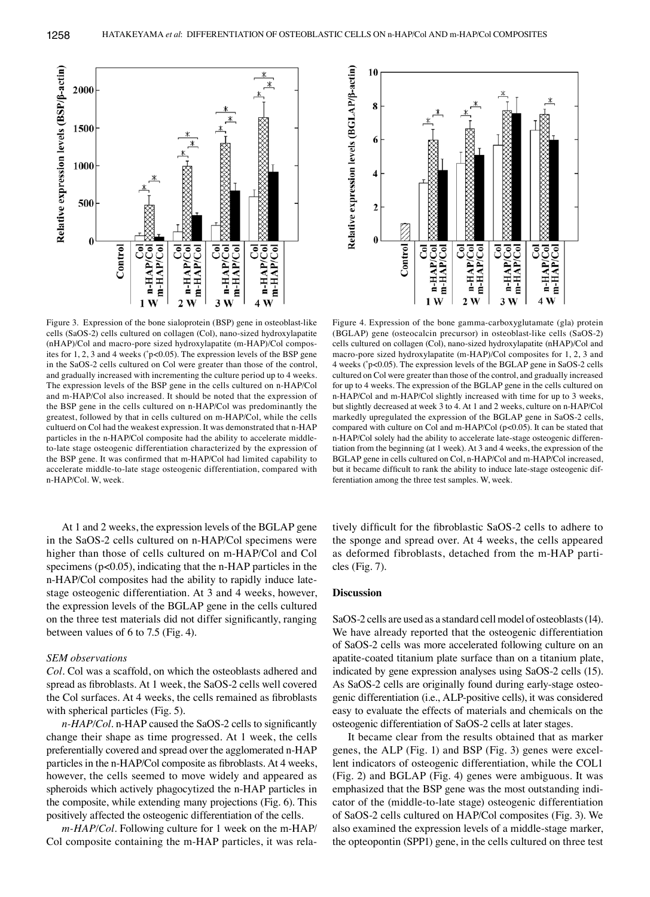Figure 3. Expression of the bone sialoprotein (BSP) gene in osteoblast-like cells (SaOS-2) cells cultured on collagen (Col), nano-sized hydroxylapatite (nHAP)/Col and macro-pore sized hydroxylapatite (m-HAP)/Col composites for 1, 2, 3 and 4 weeks (*p<0.05). The expression levels of the BSP gene in the SaOS-2 cells cultured on Col were greater than those of the control, and gradually increased with incrementing the culture period up to 4 weeks. The expression levels of the BSP gene in the cells cultured on n-HAP/Col and m-HAP/Col also increased. It should be noted that the expression of the BSP gene in the cells cultured on n-HAP/Col was predominantly the greatest, followed by that in cells cultured on m-HAP/Col, while the cells cultuerd on Col had the weakest expression. It was demonstrated that n-HAP particles in the n-HAP/Col composite had the ability to accelerate middle-to-late stage osteogenic differentiation characterized by the expression of the BSP gene. It was confirmed that m-HAP/Col had limited capability to accelerate middle-to-late stage osteogenic differentiation, compared with n-HAP/Col. W, week.

Figure 4. Expression of the bone gamma-carboxyglutamate (gla) protein (BGLAP) gene (osteocalcin precursor) in osteoblast-like cells (SaOS-2) cells cultured on collagen (Col), nano-sized hydroxylapatite (nHAP)/Col and macro-pore sized hydroxylapatite (m-HAP)/Col composites for 1, 2, 3 and 4 weeks (*p<0.05). The expression levels of the BGLAP gene in SaOS-2 cells cultured on Col were greater than those of the control, and gradually increased for up to 4 weeks. The expression of the BGLAP gene in the cells cultured on n-HAP/Col and m-HAP/Col slightly increased with time for up to 3 weeks, but slightly decreased at week 3 to 4. At 1 and 2 weeks, culture on n-HAP/Col markedly upregulated the expression of the BGLAP gene in SaOS-2 cells, compared with culture on Col and m-HAP/Col (p<0.05). It can be stated that n-HAP/Col solely had the ability to accelerate late-stage osteogenic differentiation from the beginning (at 1 week). At 3 and 4 weeks, the expression of the BGLAP gene in cells cultured on Col, n-HAP/Col and m-HAP/Col increased, but it became difficult to rank the ability to induce late-stage osteogenic differentiation among the three test samples. W, week.

At 1 and 2 weeks, the expression levels of the BGLAP gene in the SaOS-2 cells cultured on n-HAP/Col specimens were higher than those of cells cultured on m-HAP/Col and Col specimens ($p<0.05$), indicating that the n-HAP particles in the n-HAP/Col composites had the ability to rapidly induce late-stage osteogenic differentiation. At 3 and 4 weeks, however, the expression levels of the BGLAP gene in the cells cultured on the three test materials did not differ significantly, ranging between values of 6 to 7.5 (Fig. 4).

*SEM observations*

*Col*. Col was a scaffold, on which the osteoblasts adhered and spread as fibroblasts. At 1 week, the SaOS-2 cells well covered the Col surfaces. At 4 weeks, the cells remained as fibroblasts with spherical particles (Fig. 5).

*n-HAP/Col*. n-HAP caused the SaOS-2 cells to significantly change their shape as time progressed. At 1 week, the cells preferentially covered and spread over the agglomerated n-HAP particles in the n-HAP/Col composite as fibroblasts. At 4 weeks, however, the cells seemed to move widely and appeared as spheroids which actively phagocytized the n-HAP particles in the composite, while extending many projections (Fig. 6). This positively affected the osteogenic differentiation of the cells.

*m-HAP/Col*. Following culture for 1 week on the m-HAP/Col composite containing the m-HAP particles, it was relatively difficult for the fibroblastic SaOS-2 cells to adhere to the sponge and spread over. At 4 weeks, the cells appeared as deformed fibroblasts, detached from the m-HAP particles (Fig. 7).

## Discussion

SaOS-2 cells are used as a standard cell model of osteoblasts (14). We have already reported that the osteogenic differentiation of SaOS-2 cells was more accelerated following culture on an apatite-coated titanium plate surface than on a titanium plate, indicated by gene expression analyses using SaOS-2 cells (15). As SaOS-2 cells are originally found during early-stage osteogenic differentiation (i.e., ALP-positive cells), it was considered easy to evaluate the effects of materials and chemicals on the osteogenic differentiation of SaOS-2 cells at later stages.

It became clear from the results obtained that as marker genes, the ALP (Fig. 1) and BSP (Fig. 3) genes were excellent indicators of osteogenic differentiation, while the COL1 (Fig. 2) and BGLAP (Fig. 4) genes were ambiguous. It was emphasized that the BSP gene was the most outstanding indicator of the (middle-to-late stage) osteogenic differentiation of SaOS-2 cells cultured on HAP/Col composites (Fig. 3). We also examined the expression levels of a middle-stage marker, the opteopontin (SPP1) gene, in the cells cultured on three test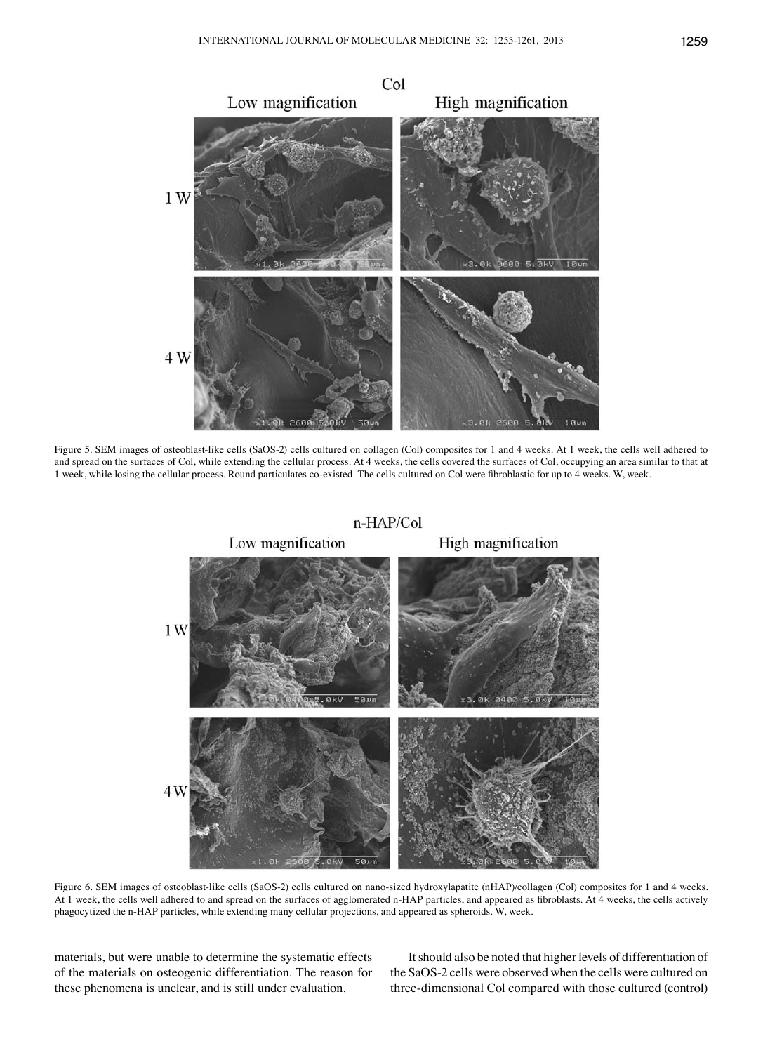Figure 5. SEM images of osteoblast-like cells (SaOS-2) cells cultured on collagen (Col) composites for 1 and 4 weeks. At 1 week, the cells well adhered to and spread on the surfaces of Col, while extending the cellular process. At 4 weeks, the cells covered the surfaces of Col, occupying an area similar to that at 1 week, while losing the cellular process. Round particulates co-existed. The cells cultured on Col were fibroblastic for up to 4 weeks. W, week.

Figure 6. SEM images of osteoblast-like cells (SaOS-2) cells cultured on nano-sized hydroxylapatite (nHAP)/collagen (Col) composites for 1 and 4 weeks. At 1 week, the cells well adhered to and spread on the surfaces of agglomerated n-HAP particles, and appeared as fibroblasts. At 4 weeks, the cells actively phagocytized the n-HAP particles, while extending many cellular projections, and appeared as spheroids. W, week.

materials, but were unable to determine the systematic effects of the materials on osteogenic differentiation. The reason for these phenomena is unclear, and is still under evaluation.

It should also be noted that higher levels of differentiation of the SaOS-2 cells were observed when the cells were cultured on three-dimensional Col compared with those cultured (control)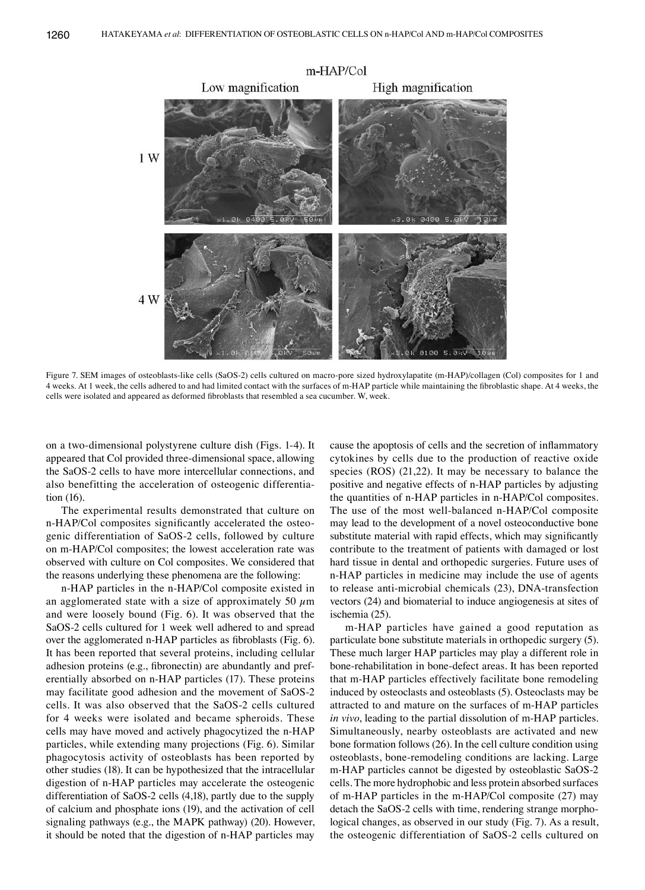Figure 7. SEM images of osteoblasts-like cells (SaOS-2) cells cultured on macro-pore sized hydroxylapatite (m-HAP)/collagen (Col) composites for 1 and 4 weeks. At 1 week, the cells adhered to and had limited contact with the surfaces of m-HAP particle while maintaining the fibroblastic shape. At 4 weeks, the cells were isolated and appeared as deformed fibroblasts that resembled a sea cucumber. W, week.

on a two-dimensional polystyrene culture dish (Figs. 1-4). It appeared that Col provided three-dimensional space, allowing the SaOS-2 cells to have more intercellular connections, and also benefitting the acceleration of osteogenic differentiation (16).

The experimental results demonstrated that culture on n-HAP/Col composites significantly accelerated the osteogenic differentiation of SaOS-2 cells, followed by culture on m-HAP/Col composites; the lowest acceleration rate was observed with culture on Col composites. We considered that the reasons underlying these phenomena are the following:

n-HAP particles in the n-HAP/Col composite existed in an agglomerated state with a size of approximately 50 $\mu$m and were loosely bound (Fig. 6). It was observed that the SaOS-2 cells cultured for 1 week well adhered to and spread over the agglomerated n-HAP particles as fibroblasts (Fig. 6). It has been reported that several proteins, including cellular adhesion proteins (e.g., fibronectin) are abundantly and preferentially absorbed on n-HAP particles (17). These proteins may facilitate good adhesion and the movement of SaOS-2 cells. It was also observed that the SaOS-2 cells cultured for 4 weeks were isolated and became spheroids. These cells may have moved and actively phagocytized the n-HAP particles, while extending many projections (Fig. 6). Similar phagocytosis activity of osteoblasts has been reported by other studies (18). It can be hypothesized that the intracellular digestion of n-HAP particles may accelerate the osteogenic differentiation of SaOS-2 cells (4,18), partly due to the supply of calcium and phosphate ions (19), and the activation of cell signaling pathways (e.g., the MAPK pathway) (20). However, it should be noted that the digestion of n-HAP particles may cause the apoptosis of cells and the secretion of inflammatory cytokines by cells due to the production of reactive oxide species (ROS) (21,22). It may be necessary to balance the positive and negative effects of n-HAP particles by adjusting the quantities of n-HAP particles in n-HAP/Col composites. The use of the most well-balanced n-HAP/Col composite may lead to the development of a novel osteoconductive bone substitute material with rapid effects, which may significantly contribute to the treatment of patients with damaged or lost hard tissue in dental and orthopedic surgeries. Future uses of n-HAP particles in medicine may include the use of agents to release anti-microbial chemicals (23), DNA-transfection vectors (24) and biomaterial to induce angiogenesis at sites of ischemia (25).

m-HAP particles have gained a good reputation as particulate bone substitute materials in orthopedic surgery (5). These much larger HAP particles may play a different role in bone-rehabilitation in bone-defect areas. It has been reported that m-HAP particles effectively facilitate bone remodeling induced by osteoclasts and osteoblasts (5). Osteoclasts may be attracted to and mature on the surfaces of m-HAP particles *in vivo*, leading to the partial dissolution of m-HAP particles. Simultaneously, nearby osteoblasts are activated and new bone formation follows (26). In the cell culture condition using osteoblasts, bone-remodeling conditions are lacking. Large m-HAP particles cannot be digested by osteoblastic SaOS-2 cells. The more hydrophobic and less protein absorbed surfaces of m-HAP particles in the m-HAP/Col composite (27) may detach the SaOS-2 cells with time, rendering strange morphological changes, as observed in our study (Fig. 7). As a result, the osteogenic differentiation of SaOS-2 cells cultured on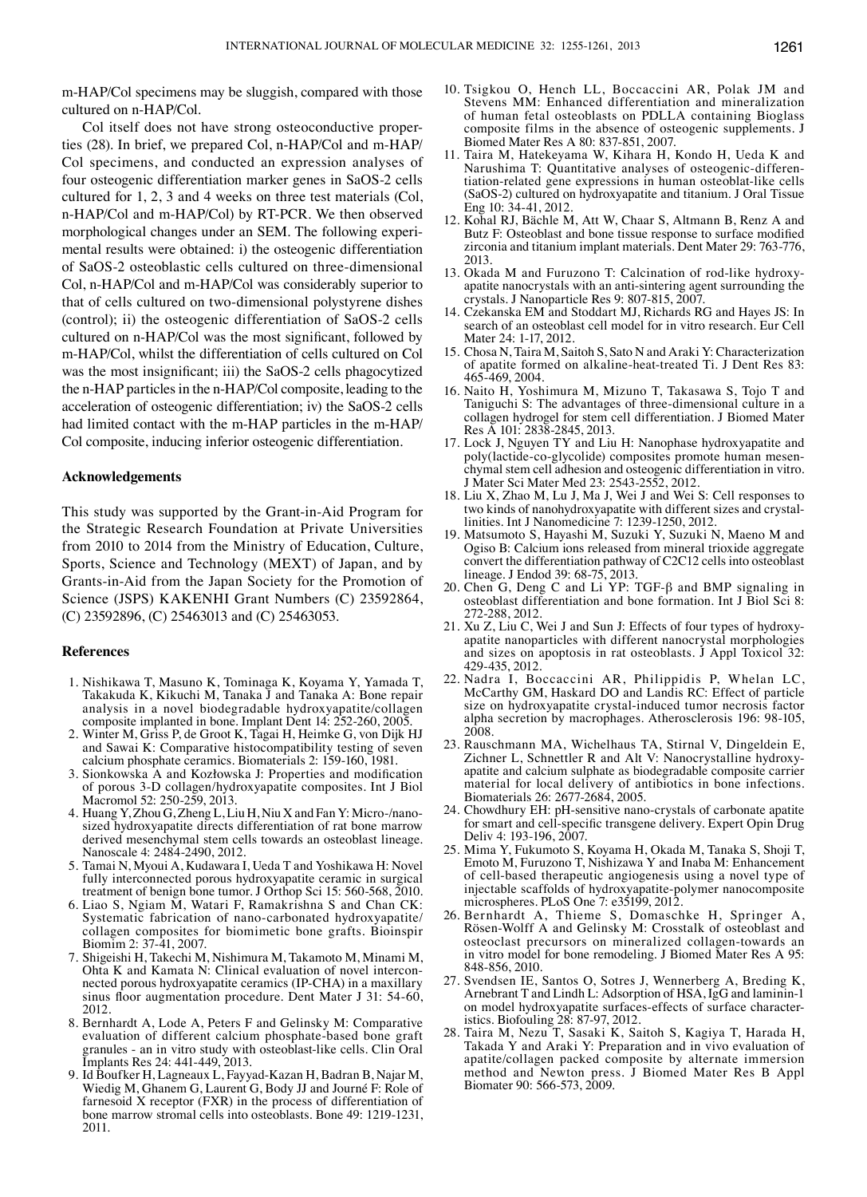m-HAP/Col specimens may be sluggish, compared with those cultured on n-HAP/Col.

Col itself does not have strong osteoconductive properties (28). In brief, we prepared Col, n-HAP/Col and m-HAP/Col specimens, and conducted an expression analyses of four osteogenic differentiation marker genes in SaOS-2 cells cultured for 1, 2, 3 and 4 weeks on three test materials (Col, n-HAP/Col and m-HAP/Col) by RT-PCR. We then observed morphological changes under an SEM. The following experimental results were obtained: i) the osteogenic differentiation of SaOS-2 osteoblastic cells cultured on three-dimensional Col, n-HAP/Col and m-HAP/Col was considerably superior to that of cells cultured on two-dimensional polystyrene dishes (control); ii) the osteogenic differentiation of SaOS-2 cells cultured on n-HAP/Col was the most significant, followed by m-HAP/Col, whilst the differentiation of cells cultured on Col was the most insignificant; iii) the SaOS-2 cells phagocytized the n-HAP particles in the n-HAP/Col composite, leading to the acceleration of osteogenic differentiation; iv) the SaOS-2 cells had limited contact with the m-HAP particles in the m-HAP/Col composite, inducing inferior osteogenic differentiation.

## Acknowledgements

This study was supported by the Grant-in-Aid Program for the Strategic Research Foundation at Private Universities from 2010 to 2014 from the Ministry of Education, Culture, Sports, Science and Technology (MEXT) of Japan, and by Grants-in-Aid from the Japan Society for the Promotion of Science (JSPS) KAKENHI Grant Numbers (C) 23592864, (C) 23592896, (C) 25463013 and (C) 25463053.

## References

1. Nishikawa T, Masuno K, Tominaga K, Koyama Y, Yamada T, Takakuda K, Kikuchi M, Tanaka J and Tanaka A: Bone repair analysis in a novel biodegradable hydroxyapatite/collagen composite implanted in bone. Implant Dent 14: 252-260, 2005.
2. Winter M, Griss P, de Groot K, Tagai H, Heimke G, von Dijk HJ and Sawai K: Comparative histocompatibility testing of seven calcium phosphate ceramics. Biomaterials 2: 159-160, 1981.
3. Sionkowska A and Kozłowska J: Properties and modification of porous 3-D collagen/hydroxyapatite composites. Int J Biol Macromol 52: 250-259, 2013.
4. Huang Y, Zhou G, Zheng L, Liu H, Niu X and Fan Y: Micro-/nano-sized hydroxyapatite directs differentiation of rat bone marrow derived mesenchymal stem cells towards an osteoblast lineage. Nanoscale 4: 2484-2490, 2012.
5. Tamai N, Myoui A, Kudawara I, Ueda T and Yoshikawa H: Novel fully interconnected porous hydroxyapatite ceramic in surgical treatment of benign bone tumor. J Orthop Sci 15: 560-568, 2010.
6. Liao S, Ngiam M, Watari F, Ramakrishna S and Chan CK: Systematic fabrication of nano-carbonated hydroxyapatite/collagen composites for biomimetic bone grafts. Bioinspir Biomim 2: 37-41, 2007.
7. Shigeishi H, Takechi M, Nishimura M, Takamoto M, Minami M, Ohta K and Kamata N: Clinical evaluation of novel interconnected porous hydroxyapatite ceramics (IP-CHA) in a maxillary sinus floor augmentation procedure. Dent Mater J 31: 54-60, 2012.
8. Bernhardt A, Lode A, Peters F and Gelinsky M: Comparative evaluation of different calcium phosphate-based bone graft granules - an in vitro study with osteoblast-like cells. Clin Oral Implants Res 24: 441-449, 2013.
9. Id Boufker H, Lagneaux L, Fayyad-Kazan H, Badran B, Najar M, Wiedig M, Ghanem G, Laurent G, Body JJ and Journé F: Role of farnesoid X receptor (FXR) in the process of differentiation of bone marrow stromal cells into osteoblasts. Bone 49: 1219-1231, 2011.
10. Tsigkou O, Hench LL, Boccaccini AR, Polak JM and Stevens MM: Enhanced differentiation and mineralization of human fetal osteoblasts on PDLLA containing Bioglass composite films in the absence of osteogenic supplements. J Biomed Mater Res A 80: 837-851, 2007.
11. Taira M, Hatekeyama W, Kihara H, Kondo H, Ueda K and Narushima T: Quantitative analyses of osteogenic-differentiation-related gene expressions in human osteoblat-like cells (SaOS-2) cultured on hydroxyapatite and titanium. J Oral Tissue Eng 10: 34-41, 2012.
12. Kohal RJ, Bächle M, Att W, Chaar S, Altmann B, Renz A and Butz F: Osteoblast and bone tissue response to surface modified zirconia and titanium implant materials. Dent Mater 29: 763-776, 2013.
13. Okada M and Furuzono T: Calcination of rod-like hydroxyapatite nanocrystals with an anti-sintering agent surrounding the crystals. J Nanoparticle Res 9: 807-815, 2007.
14. Czekanska EM and Stoddart MJ, Richards RG and Hayes JS: In search of an osteoblast cell model for in vitro research. Eur Cell Mater 24: 1-17, 2012.
15. Chosa N, Taira M, Saitoh S, Sato N and Araki Y: Characterization of apatite formed on alkaline-heat-treated Ti. J Dent Res 83: 465-469, 2004.
16. Naito H, Yoshimura M, Mizuno T, Takasawa S, Tojo T and Taniguchi S: The advantages of three-dimensional culture in a collagen hydrogel for stem cell differentiation. J Biomed Mater Res A 101: 2838-2845, 2013.
17. Lock J, Nguyen TY and Liu H: Nanophase hydroxyapatite and poly(lactide-co-glycolide) composites promote human mesenchymal stem cell adhesion and osteogenic differentiation in vitro. J Mater Sci Mater Med 23: 2543-2552, 2012.
18. Liu X, Zhao M, Lu J, Ma J, Wei J and Wei S: Cell responses to two kinds of nanohydroxyapatite with different sizes and crystallinities. Int J Nanomedicine 7: 1239-1250, 2012.
19. Matsumoto S, Hayashi M, Suzuki Y, Suzuki N, Maeno M and Ogiso B: Calcium ions released from mineral trioxide aggregate convert the differentiation pathway of C2C12 cells into osteoblast lineage. J Endod 39: 68-75, 2013.
20. Chen G, Deng C and Li YP: TGF-β and BMP signaling in osteoblast differentiation and bone formation. Int J Biol Sci 8: 272-288, 2012.
21. Xu Z, Liu C, Wei J and Sun J: Effects of four types of hydroxyapatite nanoparticles with different nanocrystal morphologies and sizes on apoptosis in rat osteoblasts. J Appl Toxicol 32: 429-435, 2012.
22. Nadra I, Boccaccini AR, Philippidis P, Whelan LC, McCarthy GM, Haskard DO and Landis RC: Effect of particle size on hydroxyapatite crystal-induced tumor necrosis factor alpha secretion by macrophages. Atherosclerosis 196: 98-105, 2008.
23. Rauschmann MA, Wichelhaus TA, Stirnal V, Dingeldein E, Zichner L, Schnettler R and Alt V: Nanocrystalline hydroxyapatite and calcium sulphate as biodegradable composite carrier material for local delivery of antibiotics in bone infections. Biomaterials 26: 2677-2684, 2005.
24. Chowdhury EH: pH-sensitive nano-crystals of carbonate apatite for smart and cell-specific transgene delivery. Expert Opin Drug Deliv 4: 193-196, 2007.
25. Mima Y, Fukumoto S, Koyama H, Okada M, Tanaka S, Shoji T, Emoto M, Furuzono T, Nishizawa Y and Inaba M: Enhancement of cell-based therapeutic angiogenesis using a novel type of injectable scaffolds of hydroxyapatite-polymer nanocomposite microspheres. PLoS One 7: e35199, 2012.
26. Bernhardt A, Thieme S, Domaschke H, Springer A, Rösen-Wolff A and Gelinsky M: Crosstalk of osteoblast and osteoclast precursors on mineralized collagen-towards an in vitro model for bone remodeling. J Biomed Mater Res A 95: 848-856, 2010.
27. Svendsen IE, Santos O, Sotres J, Wennerberg A, Breding K, Arnebrant T and Lindh L: Adsorption of HSA, IgG and laminin-1 on model hydroxyapatite surfaces-effects of surface characteristics. Biofouling 28: 87-97, 2012.
28. Taira M, Nezu T, Sasaki K, Saitoh S, Kagiya T, Harada H, Takada Y and Araki Y: Preparation and in vivo evaluation of apatite/collagen packed composite by alternate immersion method and Newton press. J Biomed Mater Res B Appl Biomater 90: 566-573, 2009.